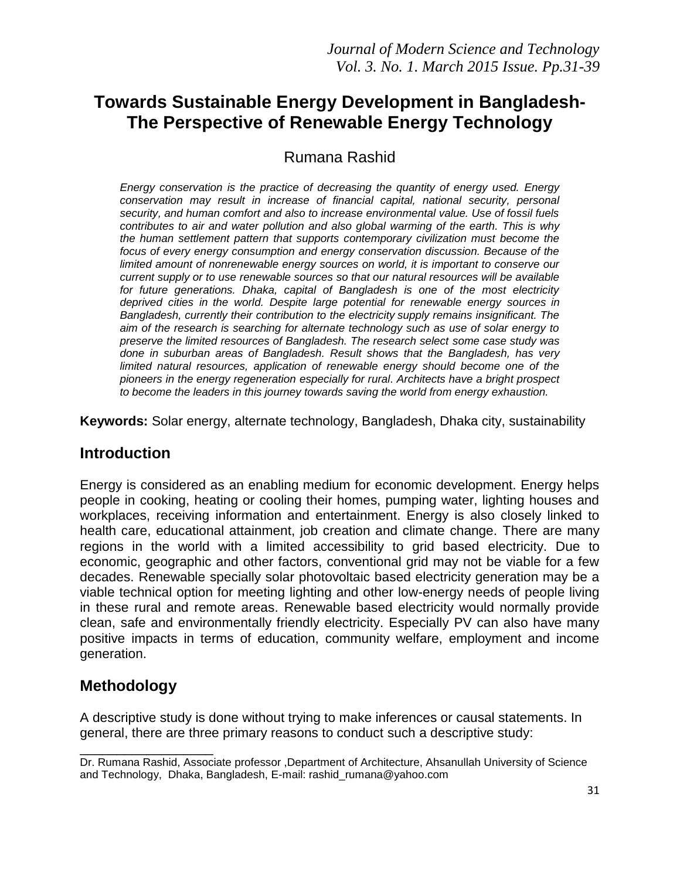# Towards Sustainable Energy Development in Bangladesh-The Perspective of Renewable Energy Technology

Rumana Rashid

*Energy conservation is the practice of decreasing the quantity of energy used. Energy conservation may result in increase of financial capital, national security, personal security, and human comfort and also to increase environmental value. Use of fossil fuels contributes to air and water pollution and also global warming of the earth. This is why the human settlement pattern that supports contemporary civilization must become the focus of every energy consumption and energy conservation discussion. Because of the limited amount of nonrenewable energy sources on world, it is important to conserve our current supply or to use renewable sources so that our natural resources will be available for future generations. Dhaka, capital of Bangladesh is one of the most electricity deprived cities in the world. Despite large potential for renewable energy sources in Bangladesh, currently their contribution to the electricity supply remains insignificant. The aim of the research is searching for alternate technology such as use of solar energy to preserve the limited resources of Bangladesh. The research select some case study was done in suburban areas of Bangladesh. Result shows that the Bangladesh, has very limited natural resources, application of renewable energy should become one of the pioneers in the energy regeneration especially for rural. Architects have a bright prospect to become the leaders in this journey towards saving the world from energy exhaustion.*

**Keywords:** Solar energy, alternate technology, Bangladesh, Dhaka city, sustainability

## Introduction

Energy is considered as an enabling medium for economic development. Energy helps people in cooking, heating or cooling their homes, pumping water, lighting houses and workplaces, receiving information and entertainment. Energy is also closely linked to health care, educational attainment, job creation and climate change. There are many regions in the world with a limited accessibility to grid based electricity. Due to economic, geographic and other factors, conventional grid may not be viable for a few decades. Renewable specially solar photovoltaic based electricity generation may be a viable technical option for meeting lighting and other low-energy needs of people living in these rural and remote areas. Renewable based electricity would normally provide clean, safe and environmentally friendly electricity. Especially PV can also have many positive impacts in terms of education, community welfare, employment and income generation.

## Methodology

A descriptive study is done without trying to make inferences or causal statements. In general, there are three primary reasons to conduct such a descriptive study:

---

Dr. Rumana Rashid, Associate professor ,Department of Architecture, Ahsanullah University of Science and Technology, Dhaka, Bangladesh, E-mail: rashid_rumana@yahoo.com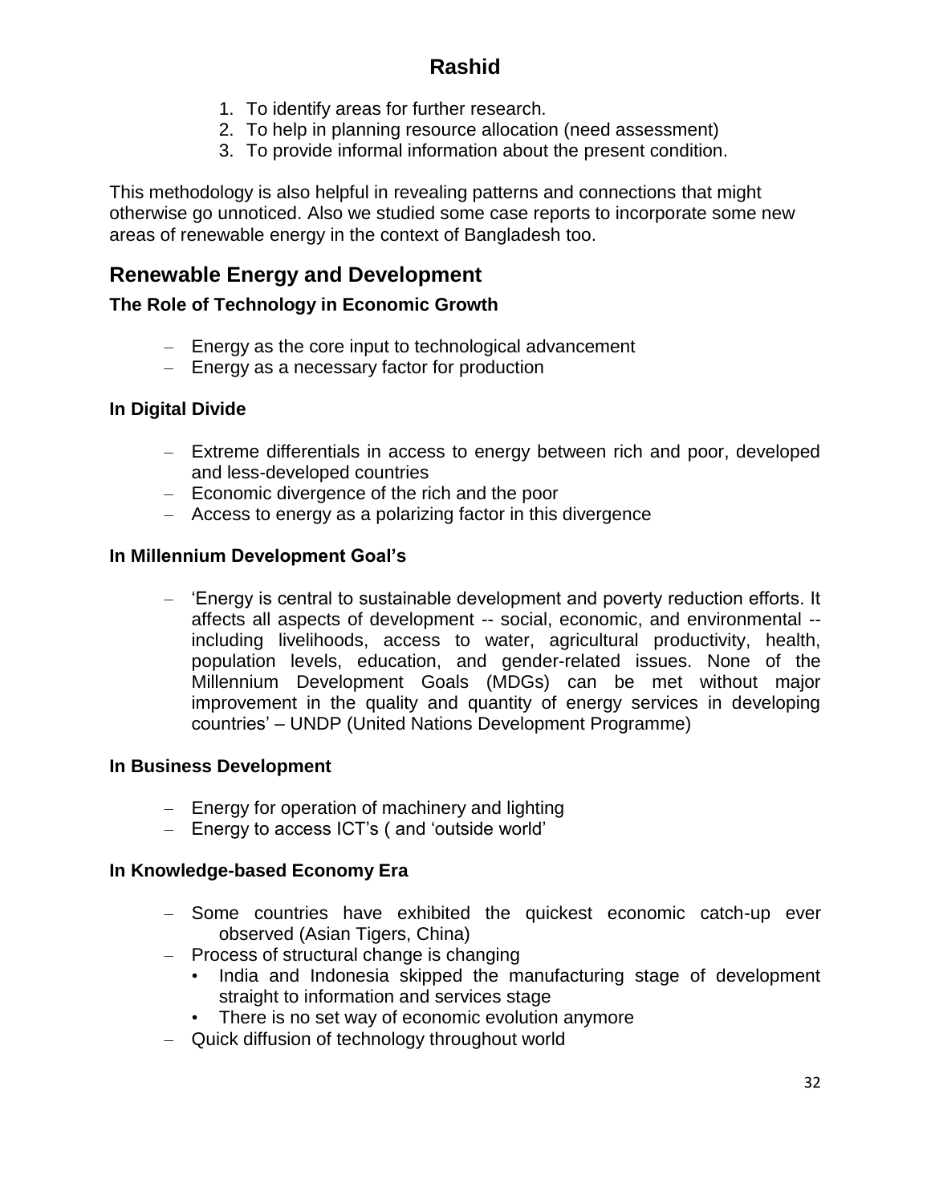1. To identify areas for further research.
2. To help in planning resource allocation (need assessment)
3. To provide informal information about the present condition.

This methodology is also helpful in revealing patterns and connections that might otherwise go unnoticed. Also we studied some case reports to incorporate some new areas of renewable energy in the context of Bangladesh too.

## Renewable Energy and Development

### The Role of Technology in Economic Growth

- Energy as the core input to technological advancement
- Energy as a necessary factor for production

### In Digital Divide

- Extreme differentials in access to energy between rich and poor, developed and less-developed countries
- Economic divergence of the rich and the poor
- Access to energy as a polarizing factor in this divergence

### In Millennium Development Goal's

- 'Energy is central to sustainable development and poverty reduction efforts. It affects all aspects of development -- social, economic, and environmental -- including livelihoods, access to water, agricultural productivity, health, population levels, education, and gender-related issues. None of the Millennium Development Goals (MDGs) can be met without major improvement in the quality and quantity of energy services in developing countries' – UNDP (United Nations Development Programme)

### In Business Development

- Energy for operation of machinery and lighting
- Energy to access ICT's ( and 'outside world'

### In Knowledge-based Economy Era

- Some countries have exhibited the quickest economic catch-up ever observed (Asian Tigers, China)
- Process of structural change is changing
  - India and Indonesia skipped the manufacturing stage of development straight to information and services stage
  - There is no set way of economic evolution anymore
- Quick diffusion of technology throughout world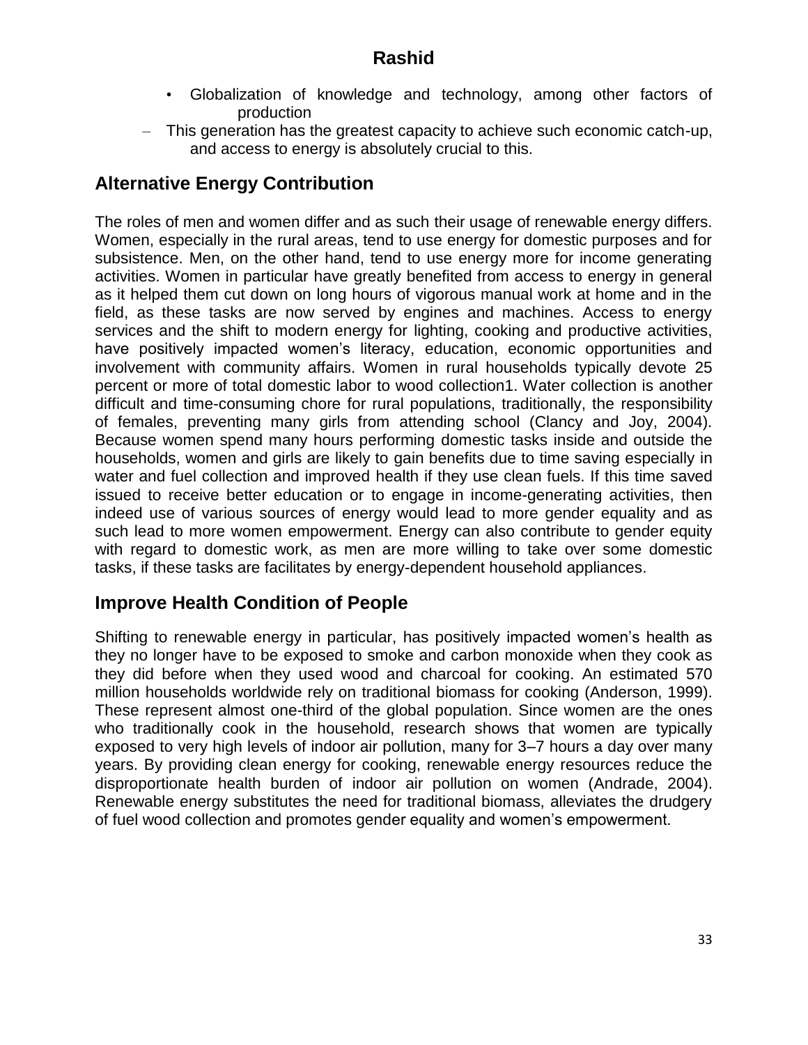- Globalization of knowledge and technology, among other factors of production

– This generation has the greatest capacity to achieve such economic catch-up, and access to energy is absolutely crucial to this.

## Alternative Energy Contribution

The roles of men and women differ and as such their usage of renewable energy differs. Women, especially in the rural areas, tend to use energy for domestic purposes and for subsistence. Men, on the other hand, tend to use energy more for income generating activities. Women in particular have greatly benefited from access to energy in general as it helped them cut down on long hours of vigorous manual work at home and in the field, as these tasks are now served by engines and machines. Access to energy services and the shift to modern energy for lighting, cooking and productive activities, have positively impacted women's literacy, education, economic opportunities and involvement with community affairs. Women in rural households typically devote 25 percent or more of total domestic labor to wood collection1. Water collection is another difficult and time-consuming chore for rural populations, traditionally, the responsibility of females, preventing many girls from attending school (Clancy and Joy, 2004). Because women spend many hours performing domestic tasks inside and outside the households, women and girls are likely to gain benefits due to time saving especially in water and fuel collection and improved health if they use clean fuels. If this time saved issued to receive better education or to engage in income-generating activities, then indeed use of various sources of energy would lead to more gender equality and as such lead to more women empowerment. Energy can also contribute to gender equity with regard to domestic work, as men are more willing to take over some domestic tasks, if these tasks are facilitates by energy-dependent household appliances.

## Improve Health Condition of People

Shifting to renewable energy in particular, has positively impacted women's health as they no longer have to be exposed to smoke and carbon monoxide when they cook as they did before when they used wood and charcoal for cooking. An estimated 570 million households worldwide rely on traditional biomass for cooking (Anderson, 1999). These represent almost one-third of the global population. Since women are the ones who traditionally cook in the household, research shows that women are typically exposed to very high levels of indoor air pollution, many for 3–7 hours a day over many years. By providing clean energy for cooking, renewable energy resources reduce the disproportionate health burden of indoor air pollution on women (Andrade, 2004). Renewable energy substitutes the need for traditional biomass, alleviates the drudgery of fuel wood collection and promotes gender equality and women's empowerment.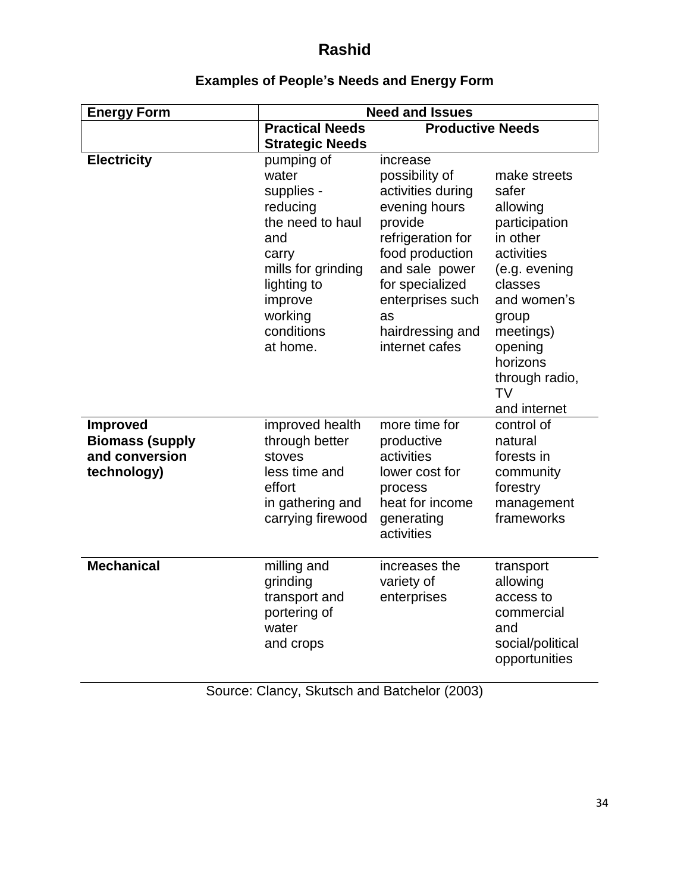### Examples of People's Needs and Energy Form

| Energy Form | Need and Issues | | |
|---|---|---|---|
| | Practical Needs Strategic Needs | Productive Needs | |
| **Electricity** | pumping of water supplies - reducing the need to haul and carry mills for grinding lighting to improve working conditions at home. | increase possibility of activities during evening hours provide refrigeration for food production and sale power for specialized enterprises such as hairdressing and internet cafes | make streets safer allowing participation in other activities (e.g. evening classes and women's group meetings) opening horizons through radio, TV and internet |
| **Improved Biomass (supply and conversion technology)** | improved health through better stoves less time and effort in gathering and carrying firewood | more time for productive activities lower cost for process heat for income generating activities | control of natural forests in community forestry management frameworks |
| **Mechanical** | milling and grinding transport and portering of water and crops | increases the variety of enterprises | transport allowing access to commercial and social/political opportunities |

Source: Clancy, Skutsch and Batchelor (2003)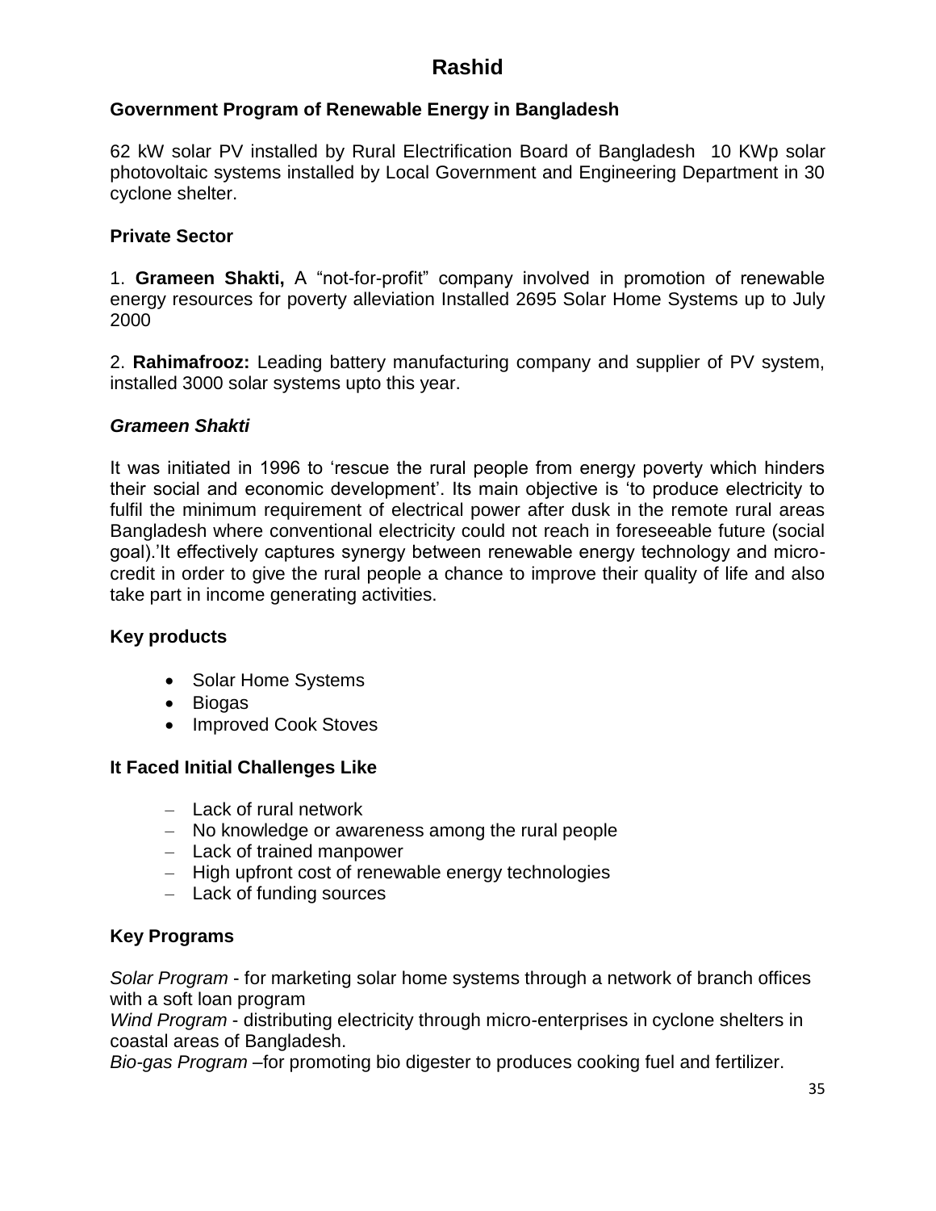### Government Program of Renewable Energy in Bangladesh

62 kW solar PV installed by Rural Electrification Board of Bangladesh 10 KWp solar photovoltaic systems installed by Local Government and Engineering Department in 30 cyclone shelter.

### Private Sector

1. **Grameen Shakti,** A "not-for-profit" company involved in promotion of renewable energy resources for poverty alleviation Installed 2695 Solar Home Systems up to July 2000

2. **Rahimafrooz:** Leading battery manufacturing company and supplier of PV system, installed 3000 solar systems upto this year.

### *Grameen Shakti*

It was initiated in 1996 to 'rescue the rural people from energy poverty which hinders their social and economic development'. Its main objective is 'to produce electricity to fulfil the minimum requirement of electrical power after dusk in the remote rural areas Bangladesh where conventional electricity could not reach in foreseeable future (social goal).'It effectively captures synergy between renewable energy technology and micro-credit in order to give the rural people a chance to improve their quality of life and also take part in income generating activities.

### Key products

- Solar Home Systems
- Biogas
- Improved Cook Stoves

### It Faced Initial Challenges Like

- Lack of rural network
- No knowledge or awareness among the rural people
- Lack of trained manpower
- High upfront cost of renewable energy technologies
- Lack of funding sources

### Key Programs

*Solar Program* - for marketing solar home systems through a network of branch offices with a soft loan program
*Wind Program* - distributing electricity through micro-enterprises in cyclone shelters in coastal areas of Bangladesh.
*Bio-gas Program* –for promoting bio digester to produces cooking fuel and fertilizer.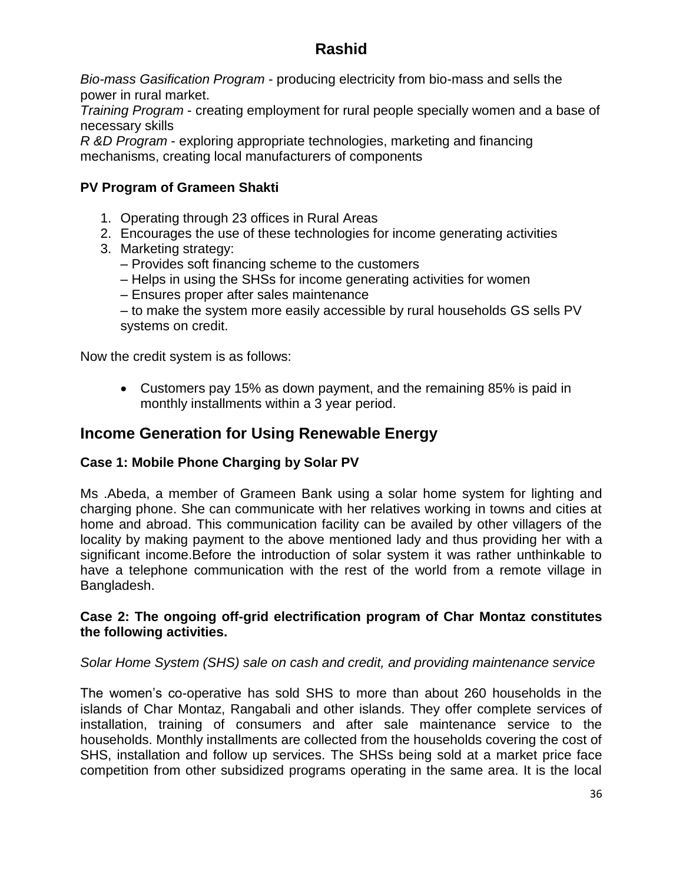*Bio-mass Gasification Program* - producing electricity from bio-mass and sells the power in rural market.
*Training Program* - creating employment for rural people specially women and a base of necessary skills
*R &D Program* - exploring appropriate technologies, marketing and financing mechanisms, creating local manufacturers of components

**PV Program of Grameen Shakti**

1. Operating through 23 offices in Rural Areas
2. Encourages the use of these technologies for income generating activities
3. Marketing strategy:
   – Provides soft financing scheme to the customers
   – Helps in using the SHSs for income generating activities for women
   – Ensures proper after sales maintenance
   – to make the system more easily accessible by rural households GS sells PV systems on credit.

Now the credit system is as follows:

- Customers pay 15% as down payment, and the remaining 85% is paid in monthly installments within a 3 year period.

## Income Generation for Using Renewable Energy

**Case 1: Mobile Phone Charging by Solar PV**

Ms .Abeda, a member of Grameen Bank using a solar home system for lighting and charging phone. She can communicate with her relatives working in towns and cities at home and abroad. This communication facility can be availed by other villagers of the locality by making payment to the above mentioned lady and thus providing her with a significant income.Before the introduction of solar system it was rather unthinkable to have a telephone communication with the rest of the world from a remote village in Bangladesh.

**Case 2: The ongoing off-grid electrification program of Char Montaz constitutes the following activities.**

*Solar Home System (SHS) sale on cash and credit, and providing maintenance service*

The women's co-operative has sold SHS to more than about 260 households in the islands of Char Montaz, Rangabali and other islands. They offer complete services of installation, training of consumers and after sale maintenance service to the households. Monthly installments are collected from the households covering the cost of SHS, installation and follow up services. The SHSs being sold at a market price face competition from other subsidized programs operating in the same area. It is the local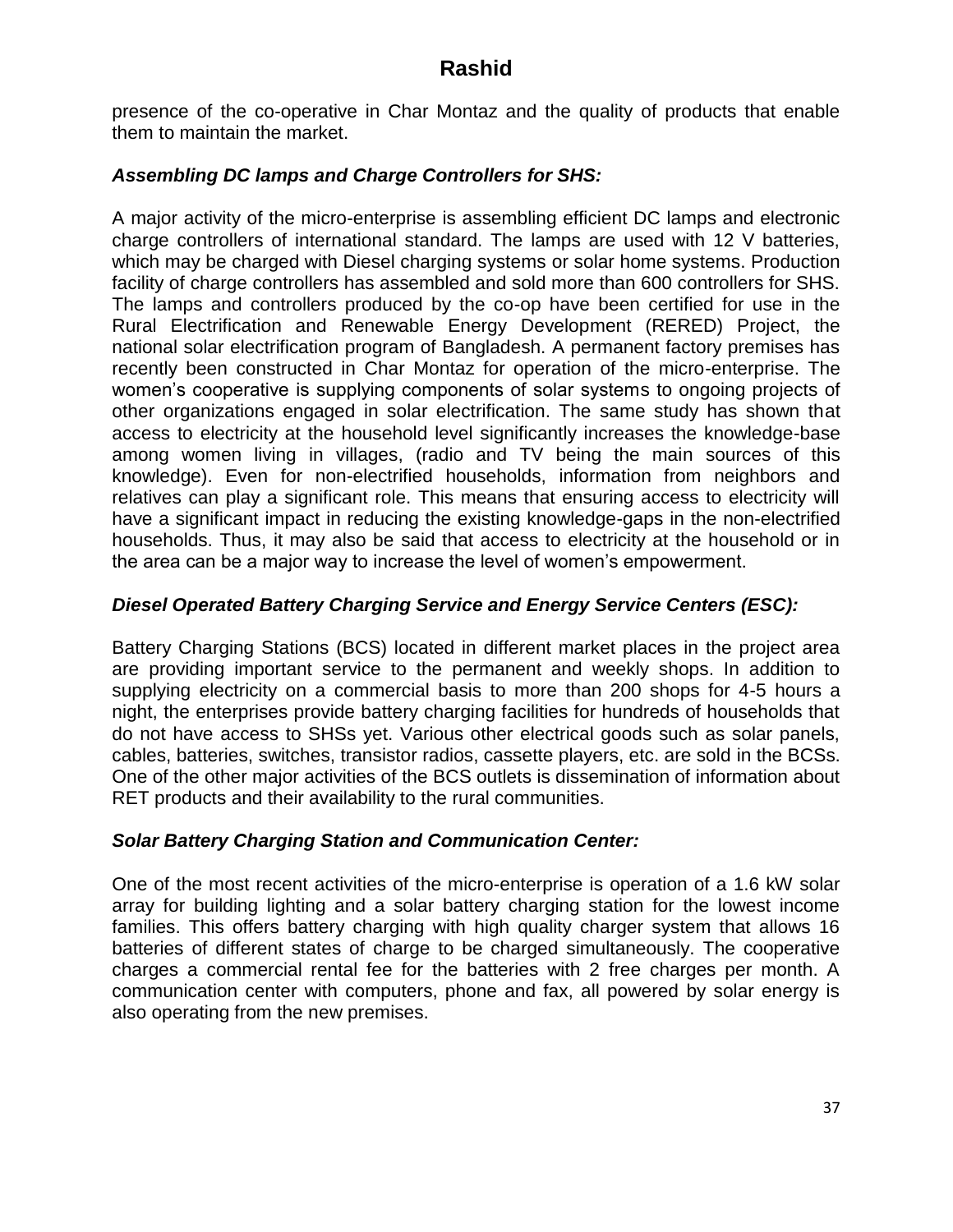presence of the co-operative in Char Montaz and the quality of products that enable them to maintain the market.

### *Assembling DC lamps and Charge Controllers for SHS:*

A major activity of the micro-enterprise is assembling efficient DC lamps and electronic charge controllers of international standard. The lamps are used with 12 V batteries, which may be charged with Diesel charging systems or solar home systems. Production facility of charge controllers has assembled and sold more than 600 controllers for SHS. The lamps and controllers produced by the co-op have been certified for use in the Rural Electrification and Renewable Energy Development (RERED) Project, the national solar electrification program of Bangladesh. A permanent factory premises has recently been constructed in Char Montaz for operation of the micro-enterprise. The women's cooperative is supplying components of solar systems to ongoing projects of other organizations engaged in solar electrification. The same study has shown that access to electricity at the household level significantly increases the knowledge-base among women living in villages, (radio and TV being the main sources of this knowledge). Even for non-electrified households, information from neighbors and relatives can play a significant role. This means that ensuring access to electricity will have a significant impact in reducing the existing knowledge-gaps in the non-electrified households. Thus, it may also be said that access to electricity at the household or in the area can be a major way to increase the level of women's empowerment.

### *Diesel Operated Battery Charging Service and Energy Service Centers (ESC):*

Battery Charging Stations (BCS) located in different market places in the project area are providing important service to the permanent and weekly shops. In addition to supplying electricity on a commercial basis to more than 200 shops for 4-5 hours a night, the enterprises provide battery charging facilities for hundreds of households that do not have access to SHSs yet. Various other electrical goods such as solar panels, cables, batteries, switches, transistor radios, cassette players, etc. are sold in the BCSs. One of the other major activities of the BCS outlets is dissemination of information about RET products and their availability to the rural communities.

### *Solar Battery Charging Station and Communication Center:*

One of the most recent activities of the micro-enterprise is operation of a 1.6 kW solar array for building lighting and a solar battery charging station for the lowest income families. This offers battery charging with high quality charger system that allows 16 batteries of different states of charge to be charged simultaneously. The cooperative charges a commercial rental fee for the batteries with 2 free charges per month. A communication center with computers, phone and fax, all powered by solar energy is also operating from the new premises.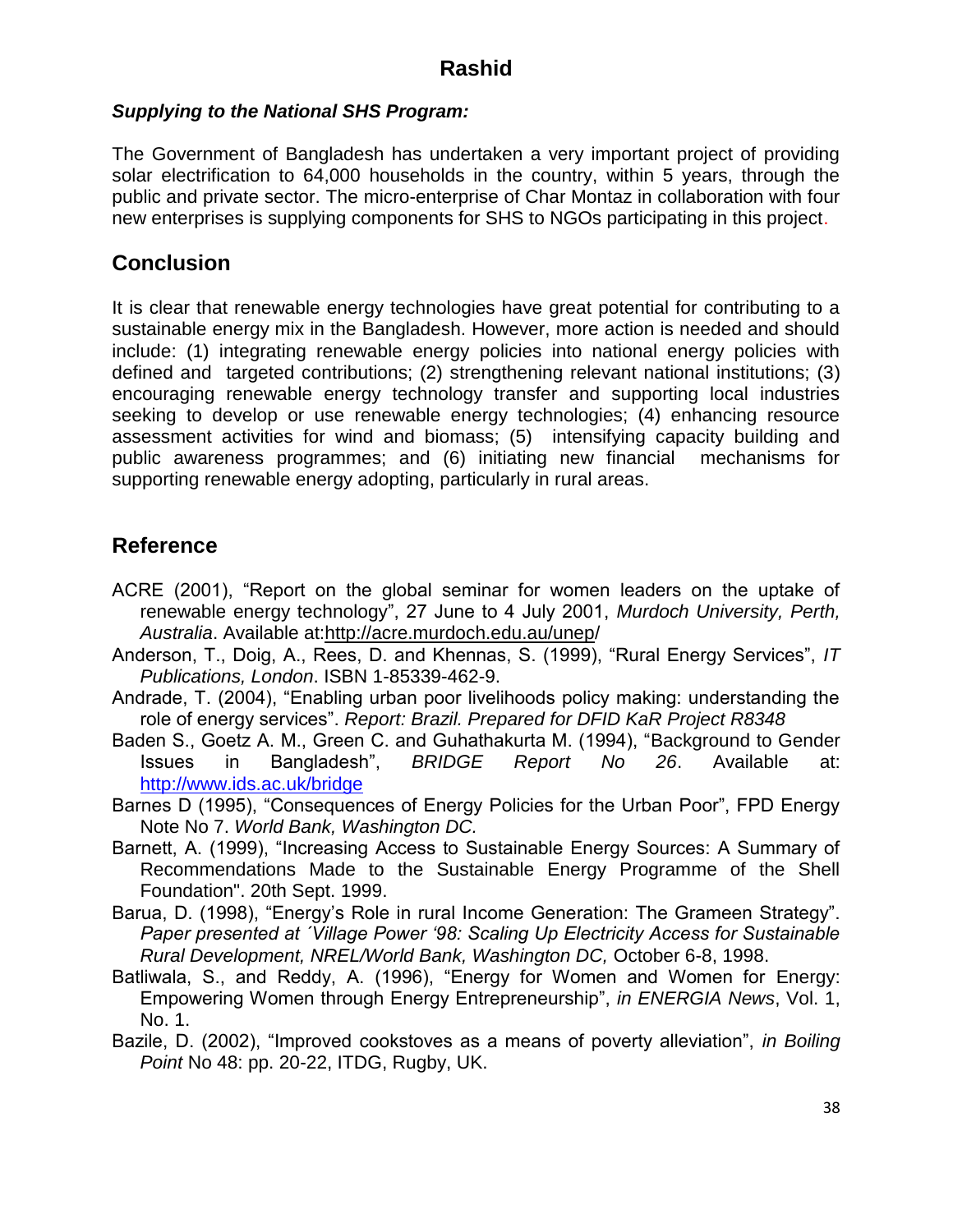***Supplying to the National SHS Program:***

The Government of Bangladesh has undertaken a very important project of providing solar electrification to 64,000 households in the country, within 5 years, through the public and private sector. The micro-enterprise of Char Montaz in collaboration with four new enterprises is supplying components for SHS to NGOs participating in this project.

## Conclusion

It is clear that renewable energy technologies have great potential for contributing to a sustainable energy mix in the Bangladesh. However, more action is needed and should include: (1) integrating renewable energy policies into national energy policies with defined and targeted contributions; (2) strengthening relevant national institutions; (3) encouraging renewable energy technology transfer and supporting local industries seeking to develop or use renewable energy technologies; (4) enhancing resource assessment activities for wind and biomass; (5) intensifying capacity building and public awareness programmes; and (6) initiating new financial mechanisms for supporting renewable energy adopting, particularly in rural areas.

## Reference

ACRE (2001), "Report on the global seminar for women leaders on the uptake of renewable energy technology", 27 June to 4 July 2001, *Murdoch University, Perth, Australia*. Available at:http://acre.murdoch.edu.au/unep/

Anderson, T., Doig, A., Rees, D. and Khennas, S. (1999), "Rural Energy Services", *IT Publications, London*. ISBN 1-85339-462-9.

Andrade, T. (2004), "Enabling urban poor livelihoods policy making: understanding the role of energy services". *Report: Brazil. Prepared for DFID KaR Project R8348*

Baden S., Goetz A. M., Green C. and Guhathakurta M. (1994), "Background to Gender Issues in Bangladesh", *BRIDGE Report No 26*. Available at: http://www.ids.ac.uk/bridge

Barnes D (1995), "Consequences of Energy Policies for the Urban Poor", FPD Energy Note No 7. *World Bank, Washington DC*.

Barnett, A. (1999), "Increasing Access to Sustainable Energy Sources: A Summary of Recommendations Made to the Sustainable Energy Programme of the Shell Foundation". 20th Sept. 1999.

Barua, D. (1998), "Energy's Role in rural Income Generation: The Grameen Strategy". *Paper presented at ´Village Power '98: Scaling Up Electricity Access for Sustainable Rural Development, NREL/World Bank, Washington DC,* October 6-8, 1998.

Batliwala, S., and Reddy, A. (1996), "Energy for Women and Women for Energy: Empowering Women through Energy Entrepreneurship", *in ENERGIA News*, Vol. 1, No. 1.

Bazile, D. (2002), "Improved cookstoves as a means of poverty alleviation", *in Boiling Point* No 48: pp. 20-22, ITDG, Rugby, UK.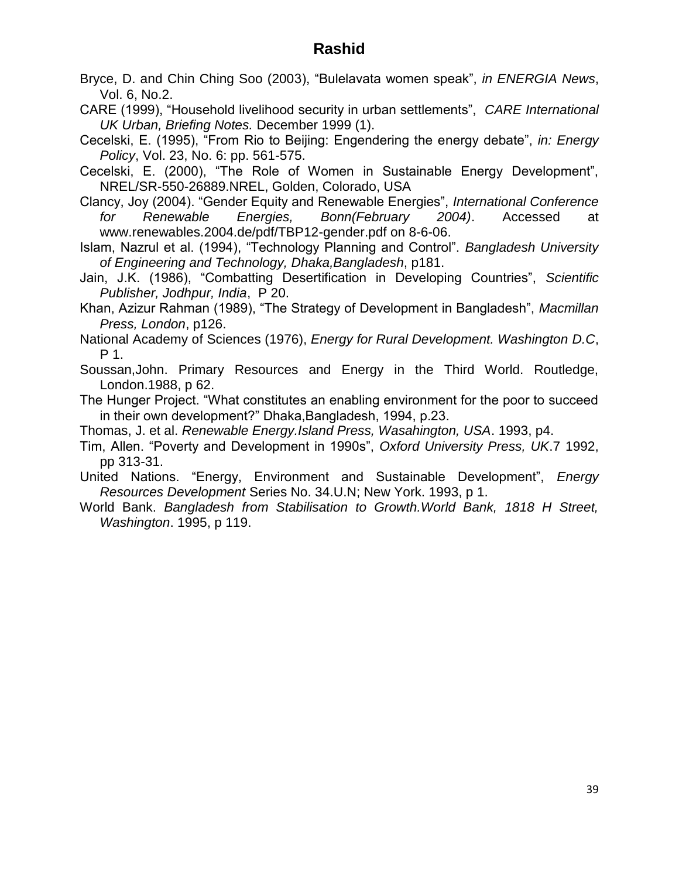Bryce, D. and Chin Ching Soo (2003), "Bulelavata women speak", *in ENERGIA News*, Vol. 6, No.2.

CARE (1999), "Household livelihood security in urban settlements", *CARE International UK Urban, Briefing Notes.* December 1999 (1).

Cecelski, E. (1995), "From Rio to Beijing: Engendering the energy debate", *in: Energy Policy*, Vol. 23, No. 6: pp. 561-575.

Cecelski, E. (2000), "The Role of Women in Sustainable Energy Development", NREL/SR-550-26889.NREL, Golden, Colorado, USA

Clancy, Joy (2004). "Gender Equity and Renewable Energies", *International Conference for Renewable Energies, Bonn(February 2004)*. Accessed at www.renewables.2004.de/pdf/TBP12-gender.pdf on 8-6-06.

Islam, Nazrul et al. (1994), "Technology Planning and Control". *Bangladesh University of Engineering and Technology, Dhaka,Bangladesh*, p181.

Jain, J.K. (1986), "Combatting Desertification in Developing Countries", *Scientific Publisher, Jodhpur, India*, P 20.

Khan, Azizur Rahman (1989), "The Strategy of Development in Bangladesh", *Macmillan Press, London*, p126.

National Academy of Sciences (1976), *Energy for Rural Development. Washington D.C*, P 1.

Soussan,John. Primary Resources and Energy in the Third World. Routledge, London.1988, p 62.

The Hunger Project. "What constitutes an enabling environment for the poor to succeed in their own development?" Dhaka,Bangladesh, 1994, p.23.

Thomas, J. et al. *Renewable Energy.Island Press, Wasahington, USA*. 1993, p4.

Tim, Allen. "Poverty and Development in 1990s", *Oxford University Press, UK*.7 1992, pp 313-31.

United Nations. "Energy, Environment and Sustainable Development", *Energy Resources Development* Series No. 34.U.N; New York. 1993, p 1.

World Bank. *Bangladesh from Stabilisation to Growth.World Bank, 1818 H Street, Washington*. 1995, p 119.